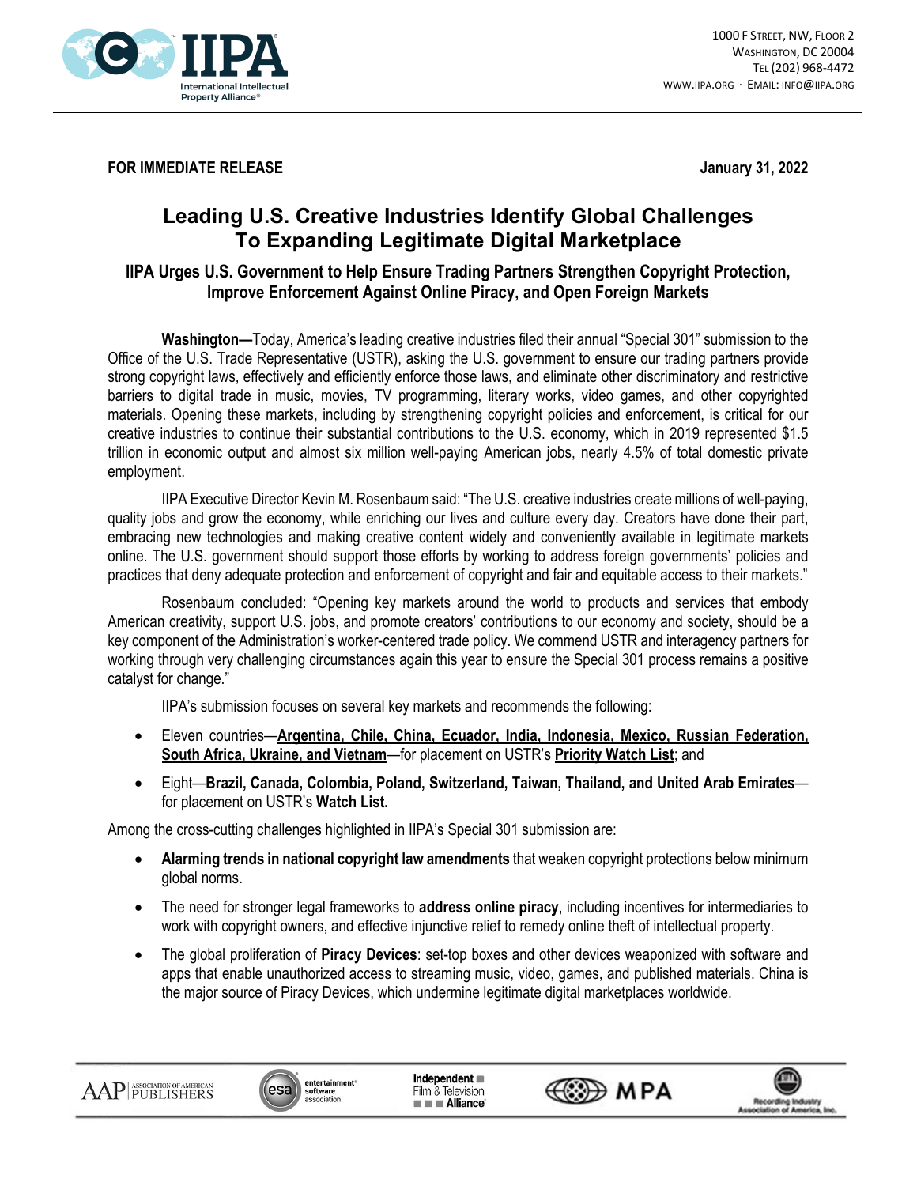1000 F Street, NW, Floor 2
Washington, DC 20004
Tel (202) 968-4472
www.iipa.org · Email: info@iipa.org

**FOR IMMEDIATE RELEASE** **January 31, 2022**

# Leading U.S. Creative Industries Identify Global Challenges To Expanding Legitimate Digital Marketplace

## IIPA Urges U.S. Government to Help Ensure Trading Partners Strengthen Copyright Protection, Improve Enforcement Against Online Piracy, and Open Foreign Markets

**Washington—**Today, America's leading creative industries filed their annual "Special 301" submission to the Office of the U.S. Trade Representative (USTR), asking the U.S. government to ensure our trading partners provide strong copyright laws, effectively and efficiently enforce those laws, and eliminate other discriminatory and restrictive barriers to digital trade in music, movies, TV programming, literary works, video games, and other copyrighted materials. Opening these markets, including by strengthening copyright policies and enforcement, is critical for our creative industries to continue their substantial contributions to the U.S. economy, which in 2019 represented $1.5 trillion in economic output and almost six million well-paying American jobs, nearly 4.5% of total domestic private employment.

IIPA Executive Director Kevin M. Rosenbaum said: "The U.S. creative industries create millions of well-paying, quality jobs and grow the economy, while enriching our lives and culture every day. Creators have done their part, embracing new technologies and making creative content widely and conveniently available in legitimate markets online. The U.S. government should support those efforts by working to address foreign governments' policies and practices that deny adequate protection and enforcement of copyright and fair and equitable access to their markets."

Rosenbaum concluded: "Opening key markets around the world to products and services that embody American creativity, support U.S. jobs, and promote creators' contributions to our economy and society, should be a key component of the Administration's worker-centered trade policy. We commend USTR and interagency partners for working through very challenging circumstances again this year to ensure the Special 301 process remains a positive catalyst for change."

IIPA's submission focuses on several key markets and recommends the following:

- Eleven countries—**Argentina, Chile, China, Ecuador, India, Indonesia, Mexico, Russian Federation, South Africa, Ukraine, and Vietnam**—for placement on USTR's **Priority Watch List**; and
- Eight—**Brazil, Canada, Colombia, Poland, Switzerland, Taiwan, Thailand, and United Arab Emirates**—for placement on USTR's **Watch List.**

Among the cross-cutting challenges highlighted in IIPA's Special 301 submission are:

- **Alarming trends in national copyright law amendments** that weaken copyright protections below minimum global norms.
- The need for stronger legal frameworks to **address online piracy**, including incentives for intermediaries to work with copyright owners, and effective injunctive relief to remedy online theft of intellectual property.
- The global proliferation of **Piracy Devices**: set-top boxes and other devices weaponized with software and apps that enable unauthorized access to streaming music, video, games, and published materials. China is the major source of Piracy Devices, which undermine legitimate digital marketplaces worldwide.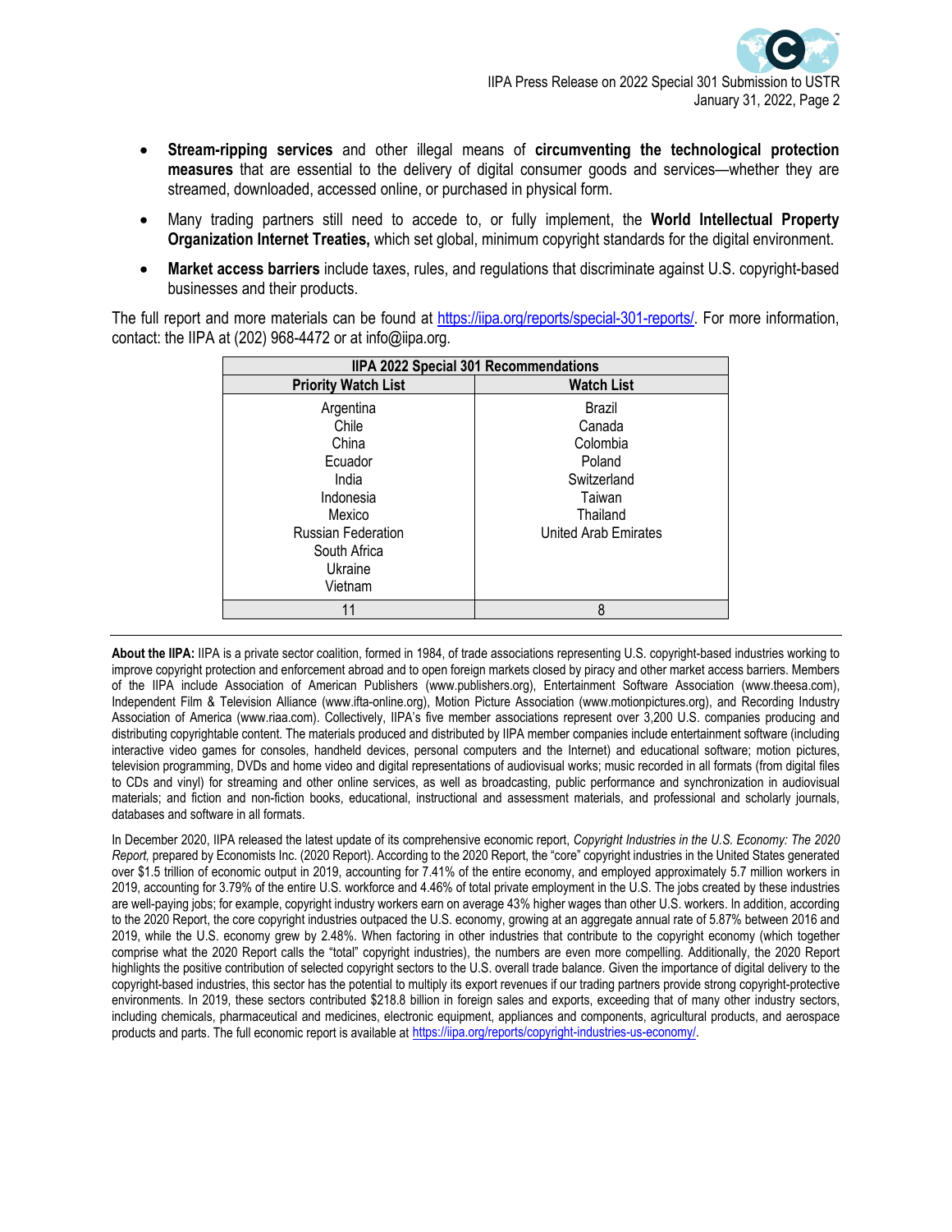- **Stream-ripping services** and other illegal means of **circumventing the technological protection measures** that are essential to the delivery of digital consumer goods and services—whether they are streamed, downloaded, accessed online, or purchased in physical form.

- Many trading partners still need to accede to, or fully implement, the **World Intellectual Property Organization Internet Treaties,** which set global, minimum copyright standards for the digital environment.

- **Market access barriers** include taxes, rules, and regulations that discriminate against U.S. copyright-based businesses and their products.

The full report and more materials can be found at https://iipa.org/reports/special-301-reports/. For more information, contact: the IIPA at (202) 968-4472 or at info@iipa.org.

| IIPA 2022 Special 301 Recommendations | |
|---|---|
| **Priority Watch List** | **Watch List** |
| Argentina<br>Chile<br>China<br>Ecuador<br>India<br>Indonesia<br>Mexico<br>Russian Federation<br>South Africa<br>Ukraine<br>Vietnam | Brazil<br>Canada<br>Colombia<br>Poland<br>Switzerland<br>Taiwan<br>Thailand<br>United Arab Emirates |
| 11 | 8 |

---

**About the IIPA:** IIPA is a private sector coalition, formed in 1984, of trade associations representing U.S. copyright-based industries working to improve copyright protection and enforcement abroad and to open foreign markets closed by piracy and other market access barriers. Members of the IIPA include Association of American Publishers (www.publishers.org), Entertainment Software Association (www.theesa.com), Independent Film & Television Alliance (www.ifta-online.org), Motion Picture Association (www.motionpictures.org), and Recording Industry Association of America (www.riaa.com). Collectively, IIPA's five member associations represent over 3,200 U.S. companies producing and distributing copyrightable content. The materials produced and distributed by IIPA member companies include entertainment software (including interactive video games for consoles, handheld devices, personal computers and the Internet) and educational software; motion pictures, television programming, DVDs and home video and digital representations of audiovisual works; music recorded in all formats (from digital files to CDs and vinyl) for streaming and other online services, as well as broadcasting, public performance and synchronization in audiovisual materials; and fiction and non-fiction books, educational, instructional and assessment materials, and professional and scholarly journals, databases and software in all formats.

In December 2020, IIPA released the latest update of its comprehensive economic report, *Copyright Industries in the U.S. Economy: The 2020 Report,* prepared by Economists Inc. (2020 Report). According to the 2020 Report, the "core" copyright industries in the United States generated over $1.5 trillion of economic output in 2019, accounting for 7.41% of the entire economy, and employed approximately 5.7 million workers in 2019, accounting for 3.79% of the entire U.S. workforce and 4.46% of total private employment in the U.S. The jobs created by these industries are well-paying jobs; for example, copyright industry workers earn on average 43% higher wages than other U.S. workers. In addition, according to the 2020 Report, the core copyright industries outpaced the U.S. economy, growing at an aggregate annual rate of 5.87% between 2016 and 2019, while the U.S. economy grew by 2.48%. When factoring in other industries that contribute to the copyright economy (which together comprise what the 2020 Report calls the "total" copyright industries), the numbers are even more compelling. Additionally, the 2020 Report highlights the positive contribution of selected copyright sectors to the U.S. overall trade balance. Given the importance of digital delivery to the copyright-based industries, this sector has the potential to multiply its export revenues if our trading partners provide strong copyright-protective environments. In 2019, these sectors contributed $218.8 billion in foreign sales and exports, exceeding that of many other industry sectors, including chemicals, pharmaceutical and medicines, electronic equipment, appliances and components, agricultural products, and aerospace products and parts. The full economic report is available at https://iipa.org/reports/copyright-industries-us-economy/.